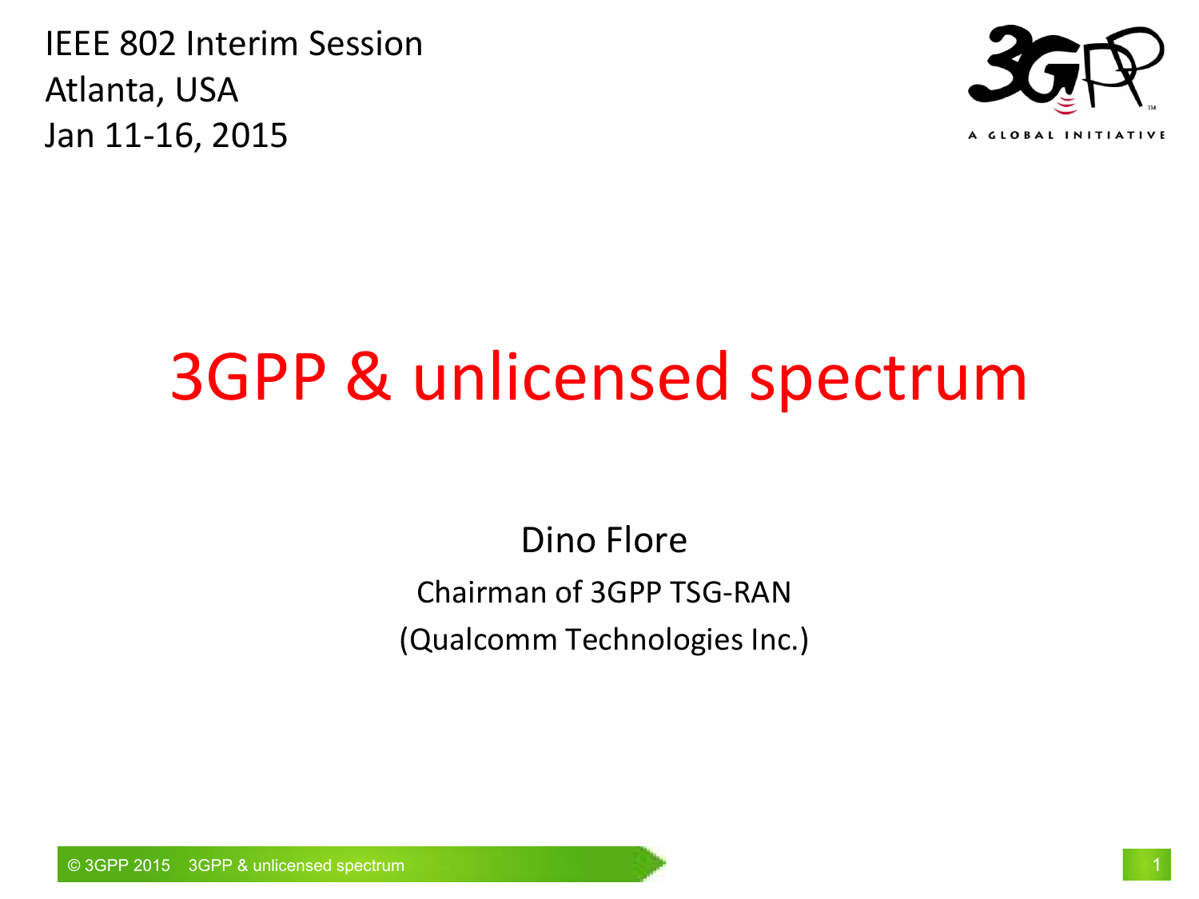IEEE 802 Interim Session
Atlanta, USA
Jan 11-16, 2015

# 3GPP & unlicensed spectrum

Dino Flore

Chairman of 3GPP TSG-RAN

(Qualcomm Technologies Inc.)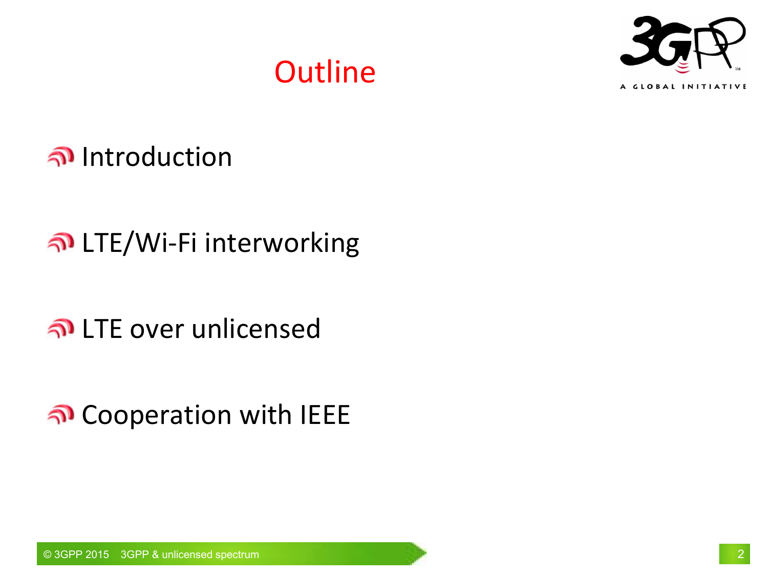# Outline

- Introduction
- LTE/Wi-Fi interworking
- LTE over unlicensed
- Cooperation with IEEE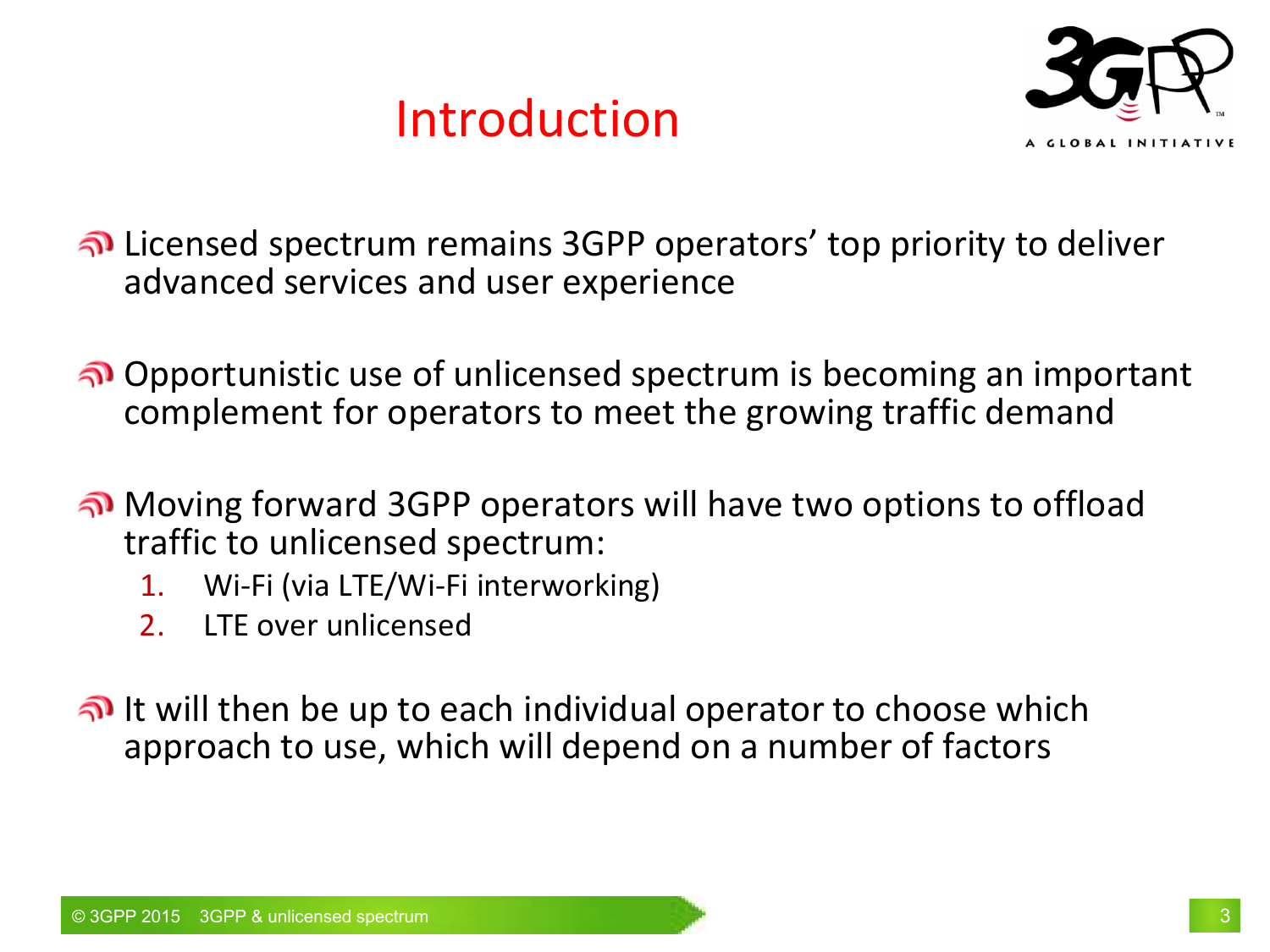# Introduction

- Licensed spectrum remains 3GPP operators' top priority to deliver advanced services and user experience
- Opportunistic use of unlicensed spectrum is becoming an important complement for operators to meet the growing traffic demand
- Moving forward 3GPP operators will have two options to offload traffic to unlicensed spectrum:
  1. Wi-Fi (via LTE/Wi-Fi interworking)
  2. LTE over unlicensed
- It will then be up to each individual operator to choose which approach to use, which will depend on a number of factors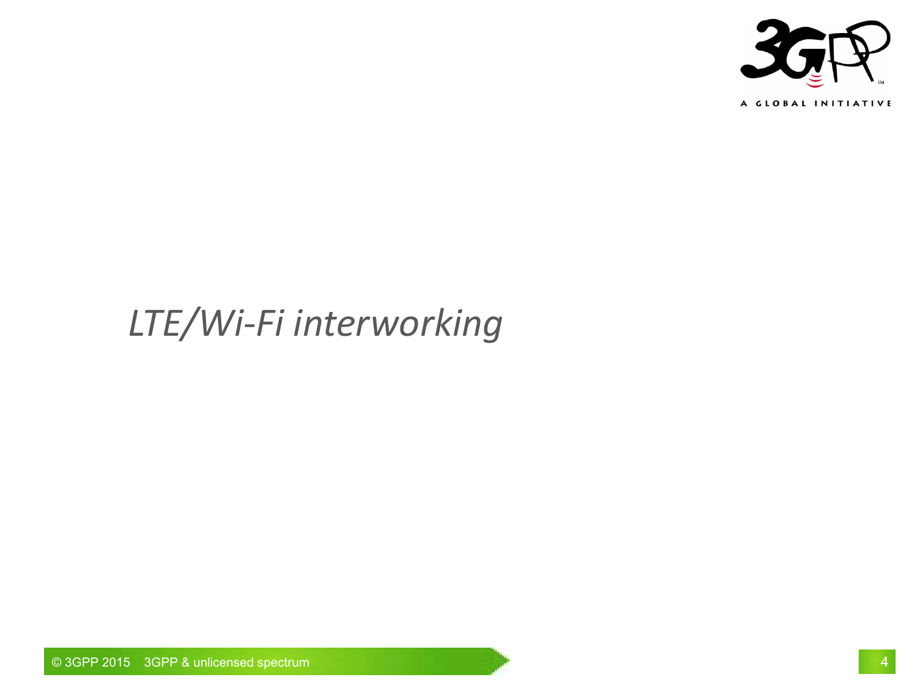# *LTE/Wi-Fi interworking*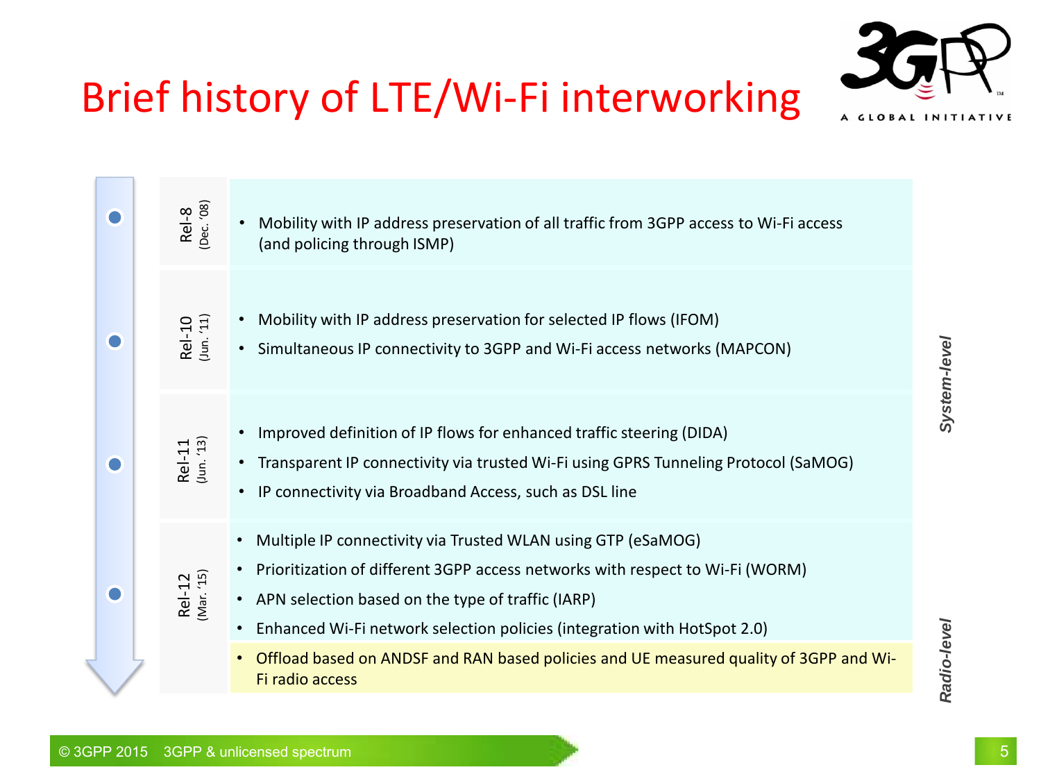# Brief history of LTE/Wi-Fi interworking

| Release | Features | Level |
|---|---|---|
| Rel-8 (Dec. '08) | • Mobility with IP address preservation of all traffic from 3GPP access to Wi-Fi access (and policing through ISMP) | System-level |
| Rel-10 (Jun. '11) | • Mobility with IP address preservation for selected IP flows (IFOM)<br>• Simultaneous IP connectivity to 3GPP and Wi-Fi access networks (MAPCON) | System-level |
| Rel-11 (Jun. '13) | • Improved definition of IP flows for enhanced traffic steering (DIDA)<br>• Transparent IP connectivity via trusted Wi-Fi using GPRS Tunneling Protocol (SaMOG)<br>• IP connectivity via Broadband Access, such as DSL line | System-level |
| Rel-12 (Mar. '15) | • Multiple IP connectivity via Trusted WLAN using GTP (eSaMOG)<br>• Prioritization of different 3GPP access networks with respect to Wi-Fi (WORM)<br>• APN selection based on the type of traffic (IARP)<br>• Enhanced Wi-Fi network selection policies (integration with HotSpot 2.0) | System-level |
| Rel-12 (Mar. '15) | • Offload based on ANDSF and RAN based policies and UE measured quality of 3GPP and Wi-Fi radio access | Radio-level |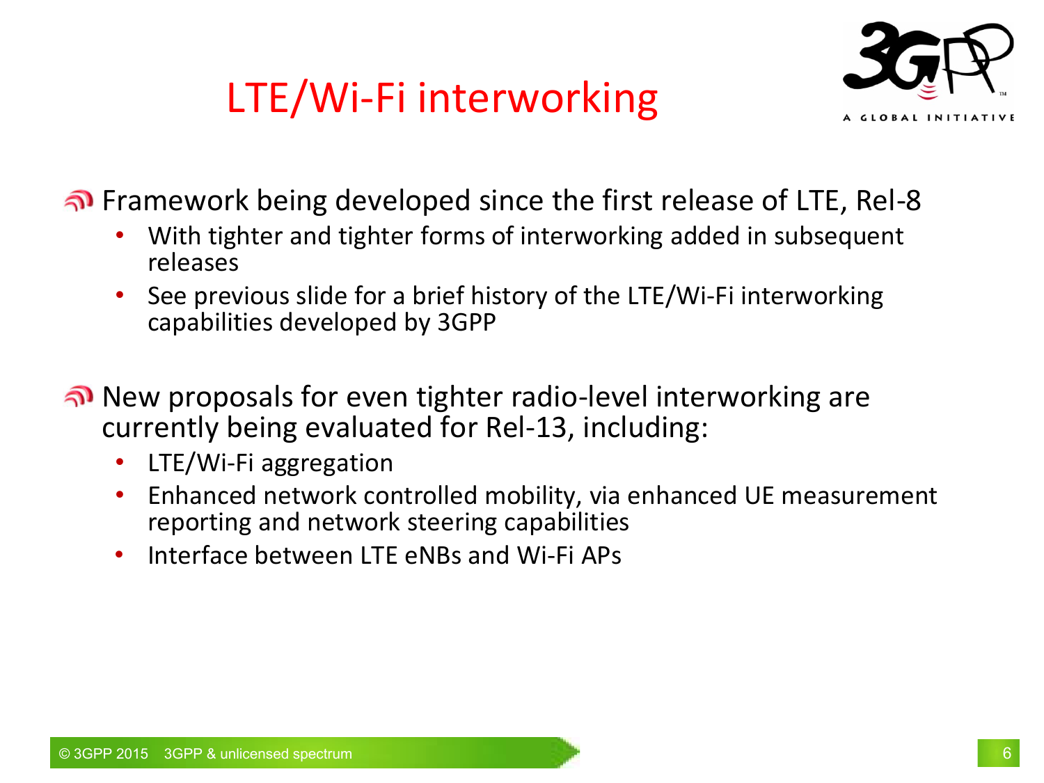# LTE/Wi-Fi interworking

- Framework being developed since the first release of LTE, Rel-8
  - With tighter and tighter forms of interworking added in subsequent releases
  - See previous slide for a brief history of the LTE/Wi-Fi interworking capabilities developed by 3GPP

- New proposals for even tighter radio-level interworking are currently being evaluated for Rel-13, including:
  - LTE/Wi-Fi aggregation
  - Enhanced network controlled mobility, via enhanced UE measurement reporting and network steering capabilities
  - Interface between LTE eNBs and Wi-Fi APs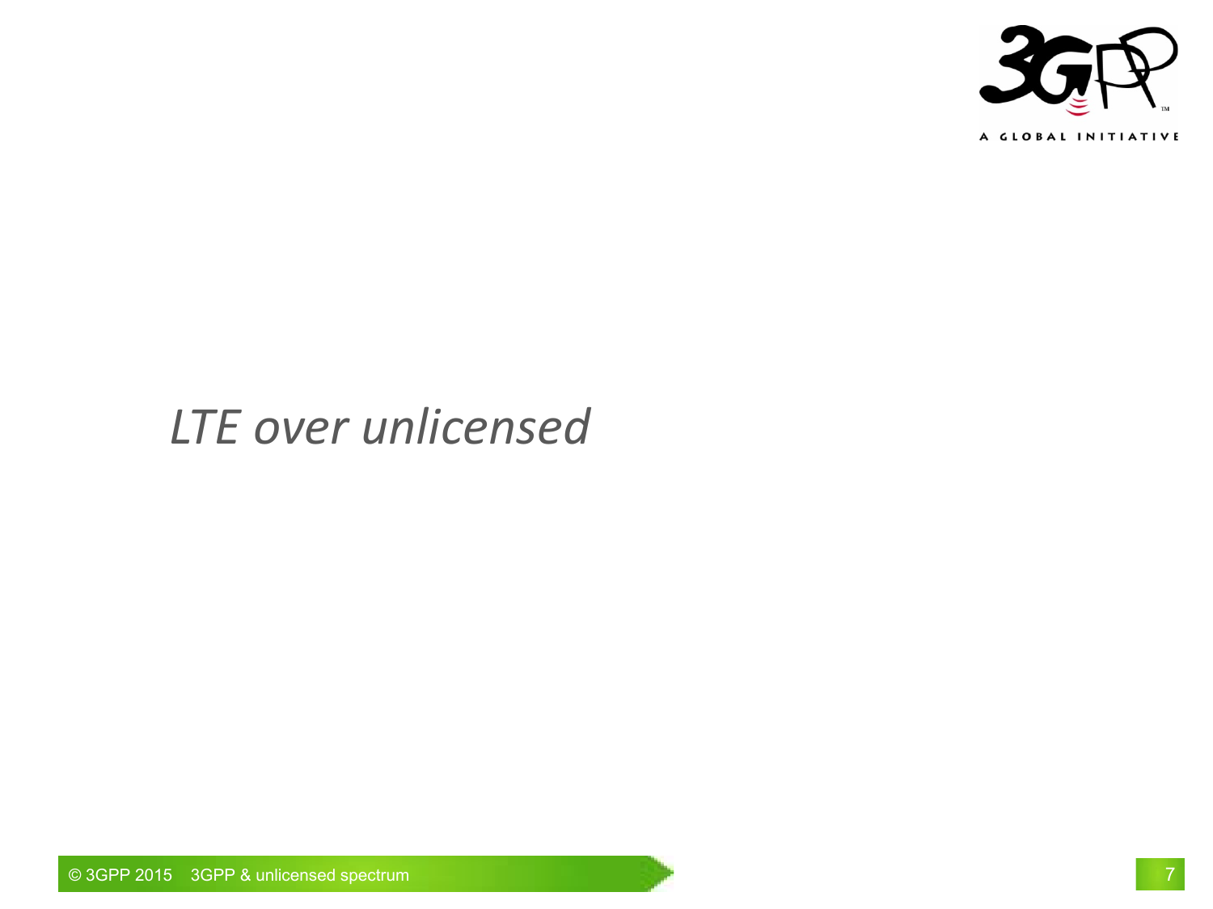# *LTE over unlicensed*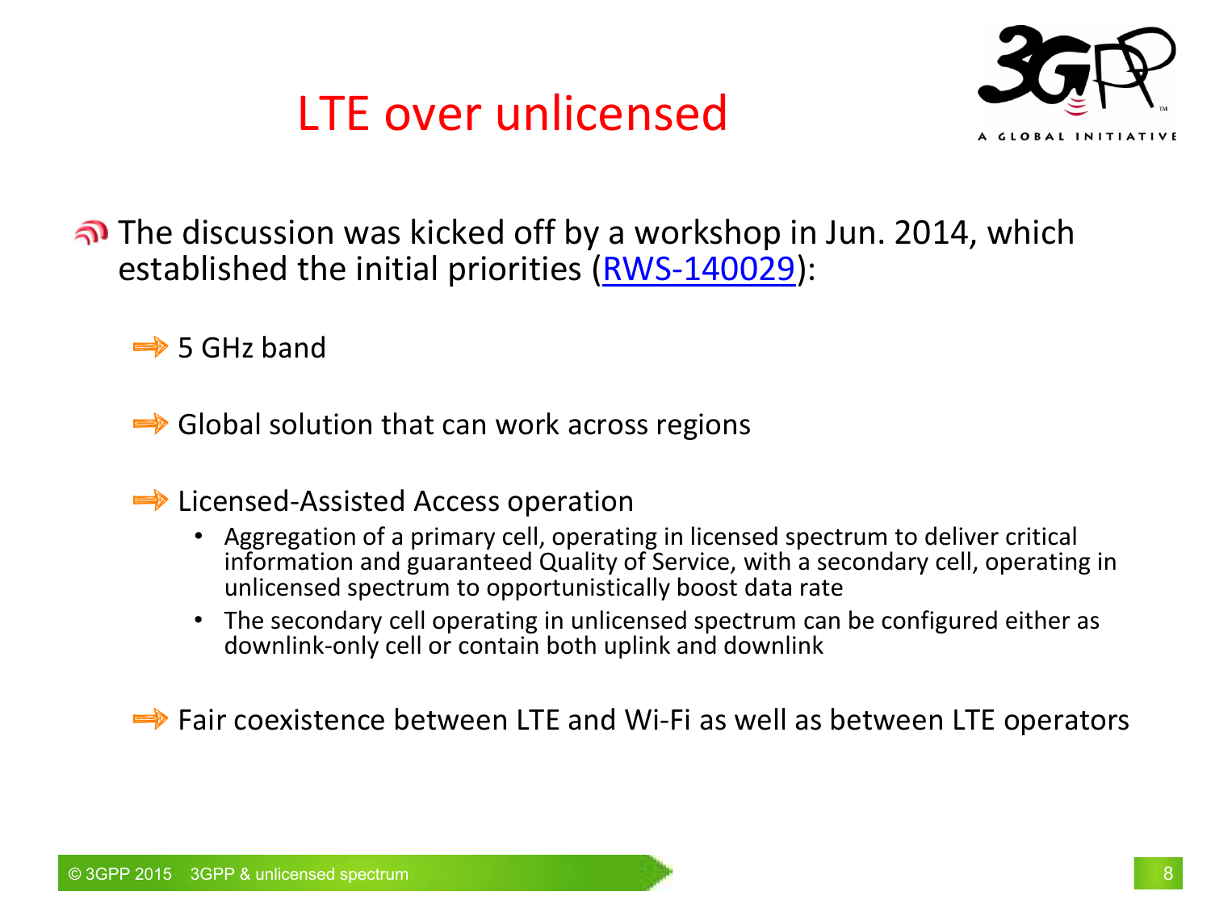# LTE over unlicensed

- The discussion was kicked off by a workshop in Jun. 2014, which established the initial priorities (RWS-140029):
  - 5 GHz band
  - Global solution that can work across regions
  - Licensed-Assisted Access operation
    - Aggregation of a primary cell, operating in licensed spectrum to deliver critical information and guaranteed Quality of Service, with a secondary cell, operating in unlicensed spectrum to opportunistically boost data rate
    - The secondary cell operating in unlicensed spectrum can be configured either as downlink-only cell or contain both uplink and downlink
  - Fair coexistence between LTE and Wi-Fi as well as between LTE operators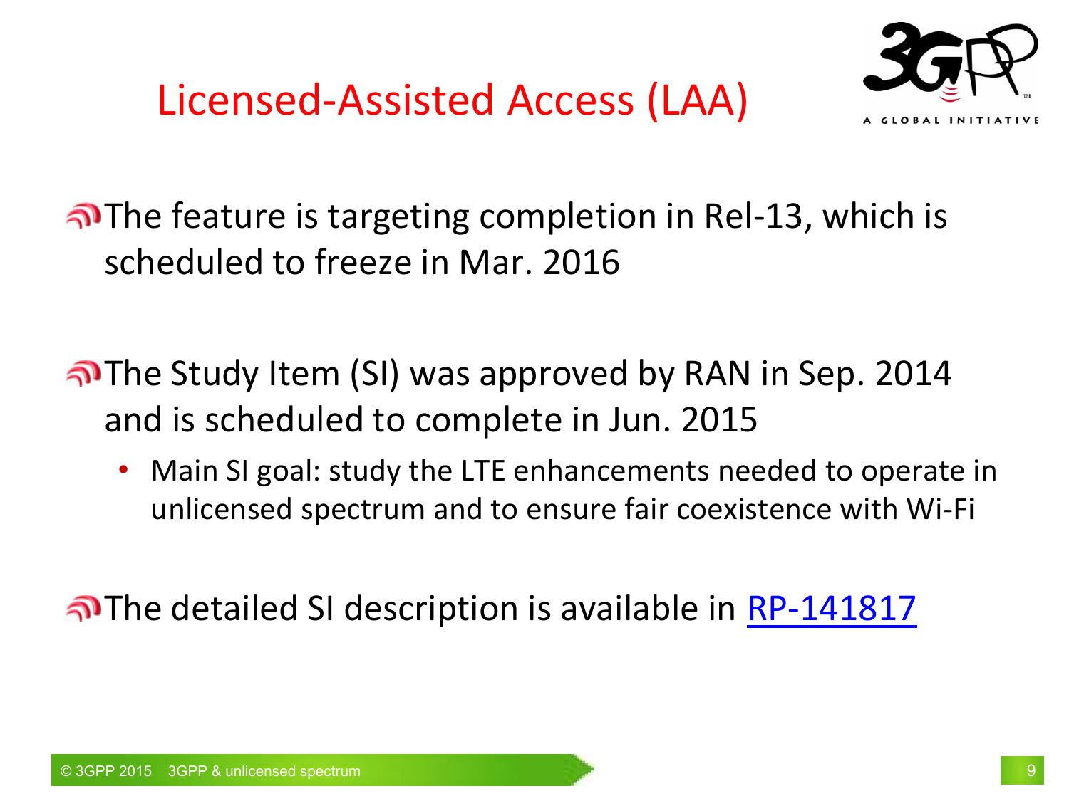# Licensed-Assisted Access (LAA)

- The feature is targeting completion in Rel-13, which is scheduled to freeze in Mar. 2016

- The Study Item (SI) was approved by RAN in Sep. 2014 and is scheduled to complete in Jun. 2015
  - Main SI goal: study the LTE enhancements needed to operate in unlicensed spectrum and to ensure fair coexistence with Wi-Fi

- The detailed SI description is available in RP-141817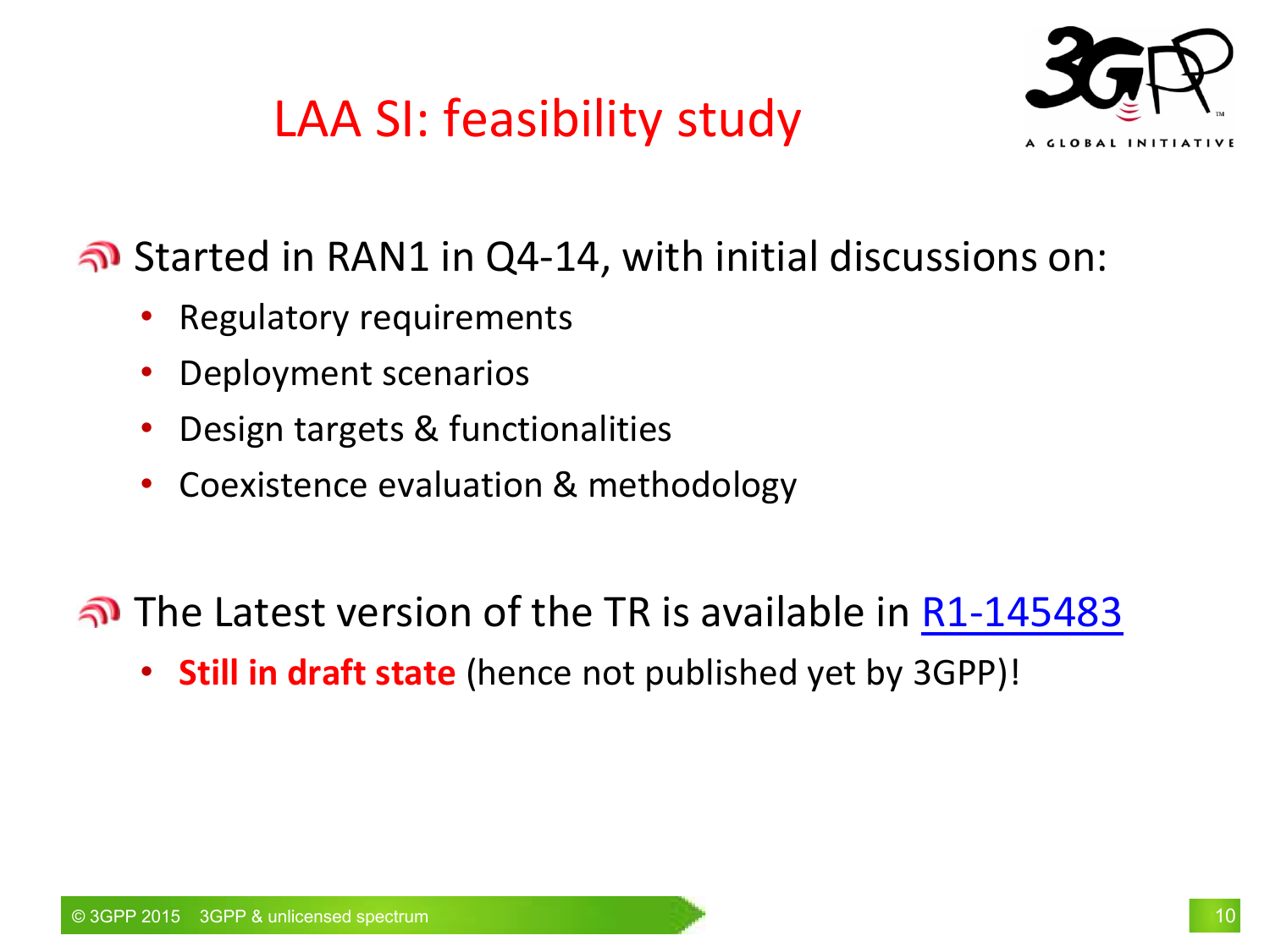# LAA SI: feasibility study

- Started in RAN1 in Q4-14, with initial discussions on:
  - Regulatory requirements
  - Deployment scenarios
  - Design targets & functionalities
  - Coexistence evaluation & methodology

- The Latest version of the TR is available in R1-145483
  - **Still in draft state** (hence not published yet by 3GPP)!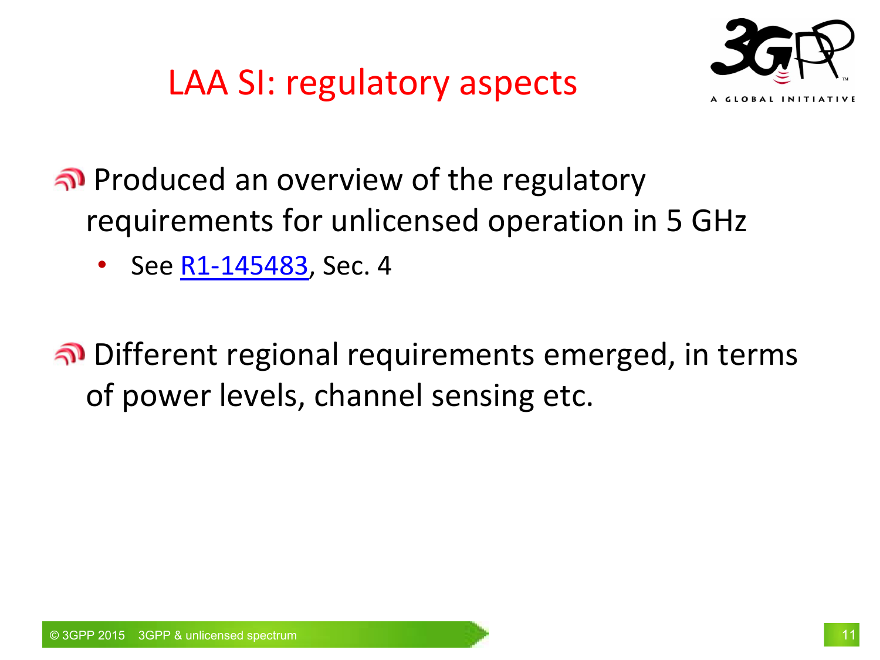# LAA SI: regulatory aspects

- Produced an overview of the regulatory requirements for unlicensed operation in 5 GHz
  - See R1-145483, Sec. 4
- Different regional requirements emerged, in terms of power levels, channel sensing etc.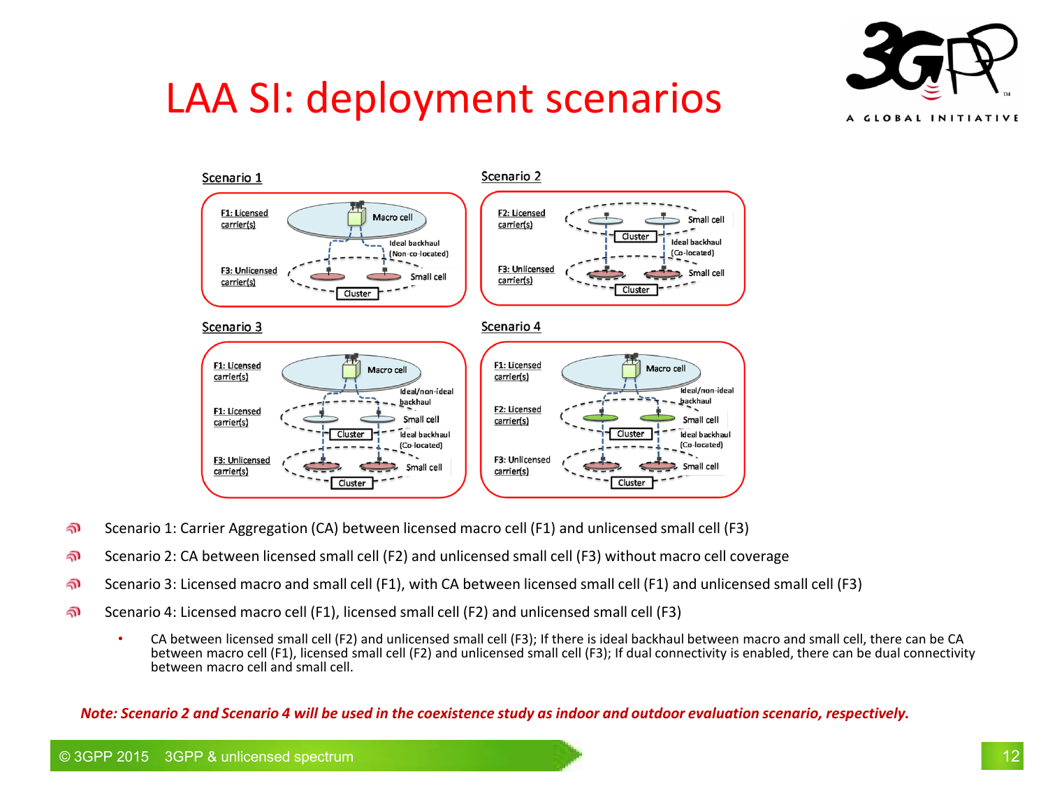# LAA SI: deployment scenarios

Scenario 1

F1: Licensed carrier(s)

Macro cell

Ideal backhaul (Non-co-located)

F3: Unlicensed carrier(s)

Small cell

Cluster

Scenario 2

F2: Licensed carrier(s)

Small cell

Cluster

Ideal backhaul (Co-located)

F3: Unlicensed carrier(s)

Small cell

Cluster

Scenario 3

F1: Licensed carrier(s)

Macro cell

Ideal/non-ideal backhaul

F1: Licensed carrier(s)

Small cell

Cluster

Ideal backhaul (Co-located)

F3: Unlicensed carrier(s)

Small cell

Cluster

Scenario 4

F1: Licensed carrier(s)

Macro cell

Ideal/non-ideal backhaul

F2: Licensed carrier(s)

Small cell

Cluster

Ideal backhaul (Co-located)

F3: Unlicensed carrier(s)

Small cell

Cluster

- Scenario 1: Carrier Aggregation (CA) between licensed macro cell (F1) and unlicensed small cell (F3)
- Scenario 2: CA between licensed small cell (F2) and unlicensed small cell (F3) without macro cell coverage
- Scenario 3: Licensed macro and small cell (F1), with CA between licensed small cell (F1) and unlicensed small cell (F3)
- Scenario 4: Licensed macro cell (F1), licensed small cell (F2) and unlicensed small cell (F3)
  - CA between licensed small cell (F2) and unlicensed small cell (F3); If there is ideal backhaul between macro and small cell, there can be CA between macro cell (F1), licensed small cell (F2) and unlicensed small cell (F3); If dual connectivity is enabled, there can be dual connectivity between macro cell and small cell.

***Note: Scenario 2 and Scenario 4 will be used in the coexistence study as indoor and outdoor evaluation scenario, respectively.***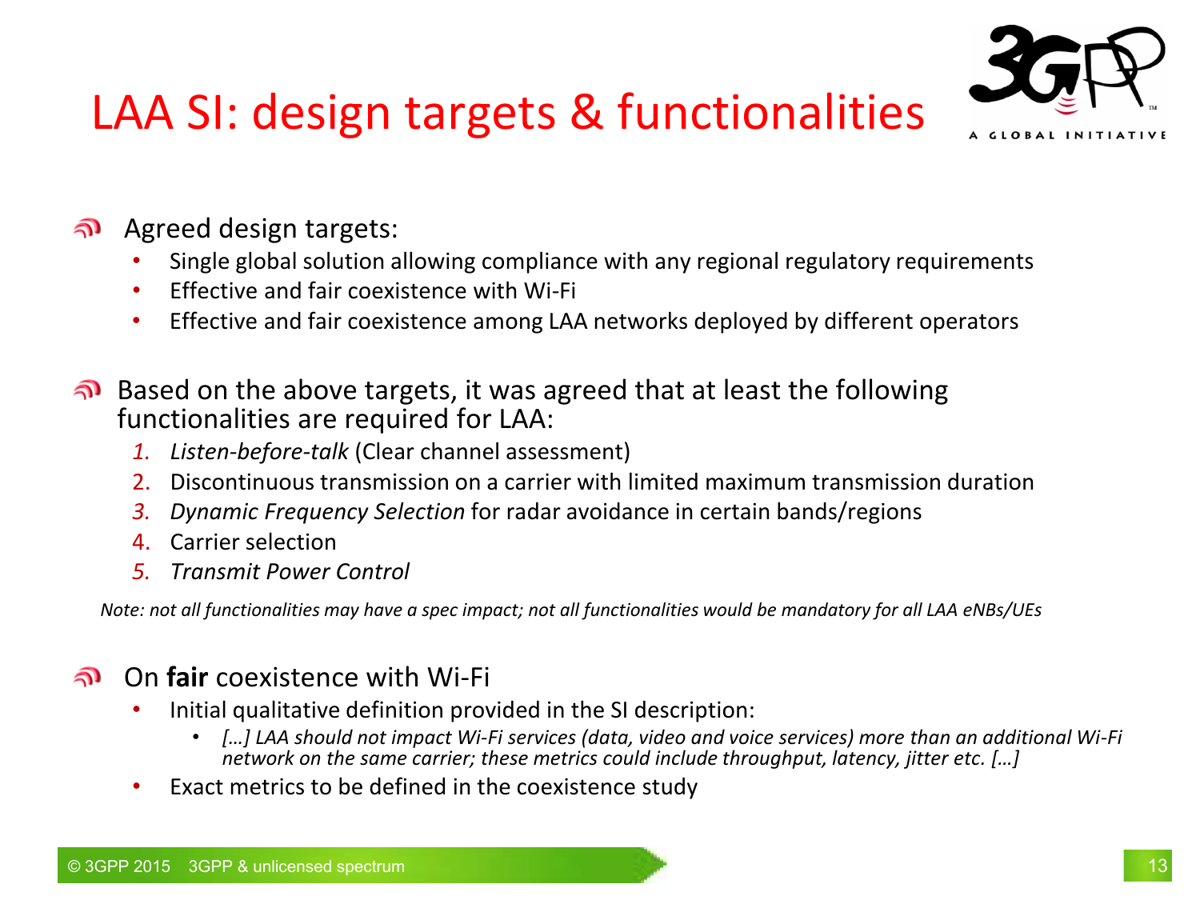# LAA SI: design targets & functionalities

- Agreed design targets:
  - Single global solution allowing compliance with any regional regulatory requirements
  - Effective and fair coexistence with Wi-Fi
  - Effective and fair coexistence among LAA networks deployed by different operators

- Based on the above targets, it was agreed that at least the following functionalities are required for LAA:
  1. *Listen-before-talk* (Clear channel assessment)
  2. Discontinuous transmission on a carrier with limited maximum transmission duration
  3. *Dynamic Frequency Selection* for radar avoidance in certain bands/regions
  4. Carrier selection
  5. *Transmit Power Control*

*Note: not all functionalities may have a spec impact; not all functionalities would be mandatory for all LAA eNBs/UEs*

- On **fair** coexistence with Wi-Fi
  - Initial qualitative definition provided in the SI description:
    - *[…] LAA should not impact Wi-Fi services (data, video and voice services) more than an additional Wi-Fi network on the same carrier; these metrics could include throughput, latency, jitter etc. […]*
  - Exact metrics to be defined in the coexistence study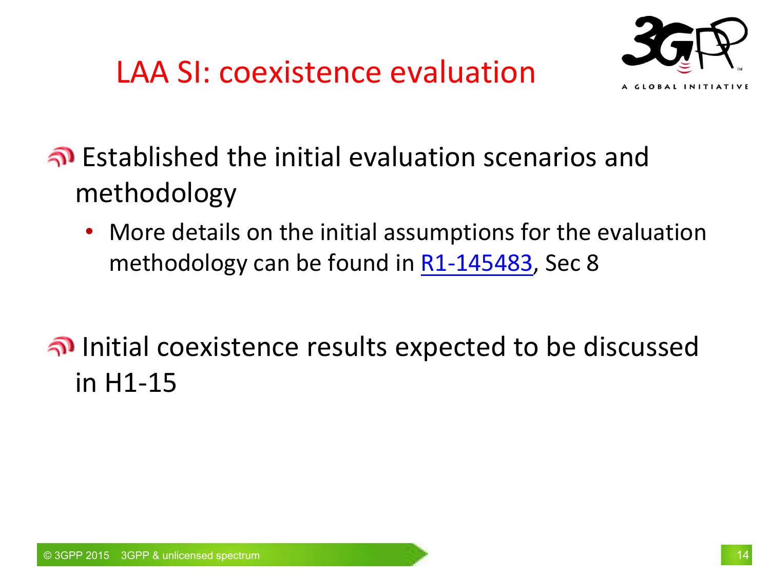# LAA SI: coexistence evaluation

- Established the initial evaluation scenarios and methodology
  - More details on the initial assumptions for the evaluation methodology can be found in R1-145483, Sec 8

- Initial coexistence results expected to be discussed in H1-15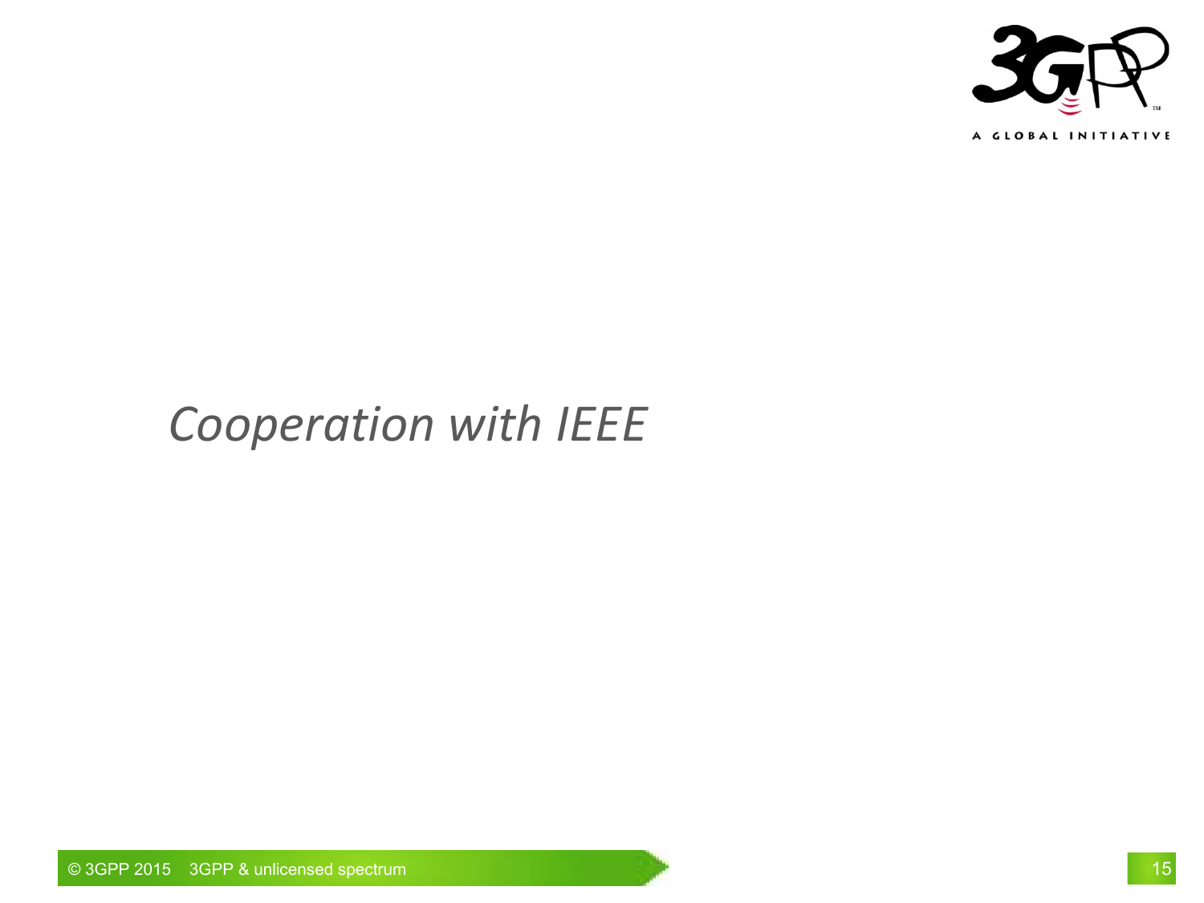# *Cooperation with IEEE*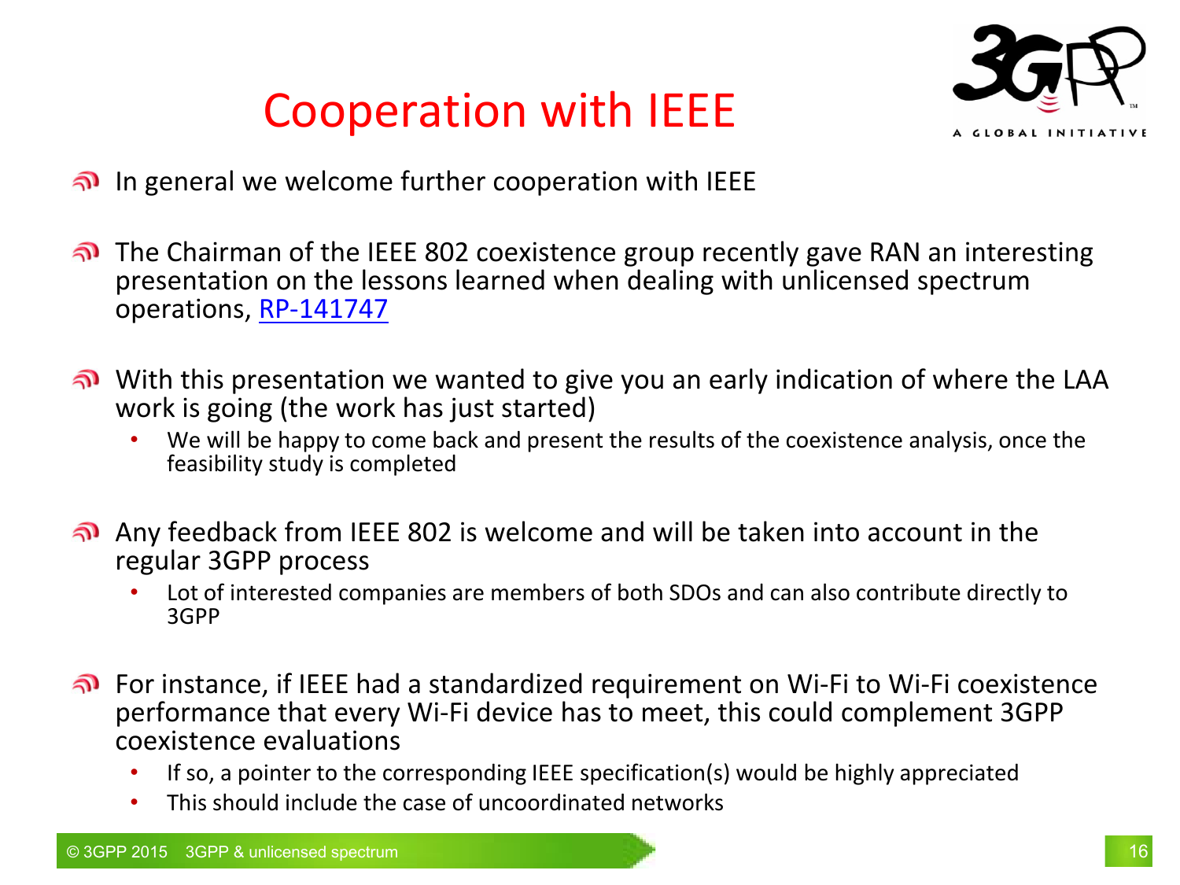# Cooperation with IEEE

- In general we welcome further cooperation with IEEE
- The Chairman of the IEEE 802 coexistence group recently gave RAN an interesting presentation on the lessons learned when dealing with unlicensed spectrum operations, RP-141747
- With this presentation we wanted to give you an early indication of where the LAA work is going (the work has just started)
  - We will be happy to come back and present the results of the coexistence analysis, once the feasibility study is completed
- Any feedback from IEEE 802 is welcome and will be taken into account in the regular 3GPP process
  - Lot of interested companies are members of both SDOs and can also contribute directly to 3GPP
- For instance, if IEEE had a standardized requirement on Wi-Fi to Wi-Fi coexistence performance that every Wi-Fi device has to meet, this could complement 3GPP coexistence evaluations
  - If so, a pointer to the corresponding IEEE specification(s) would be highly appreciated
  - This should include the case of uncoordinated networks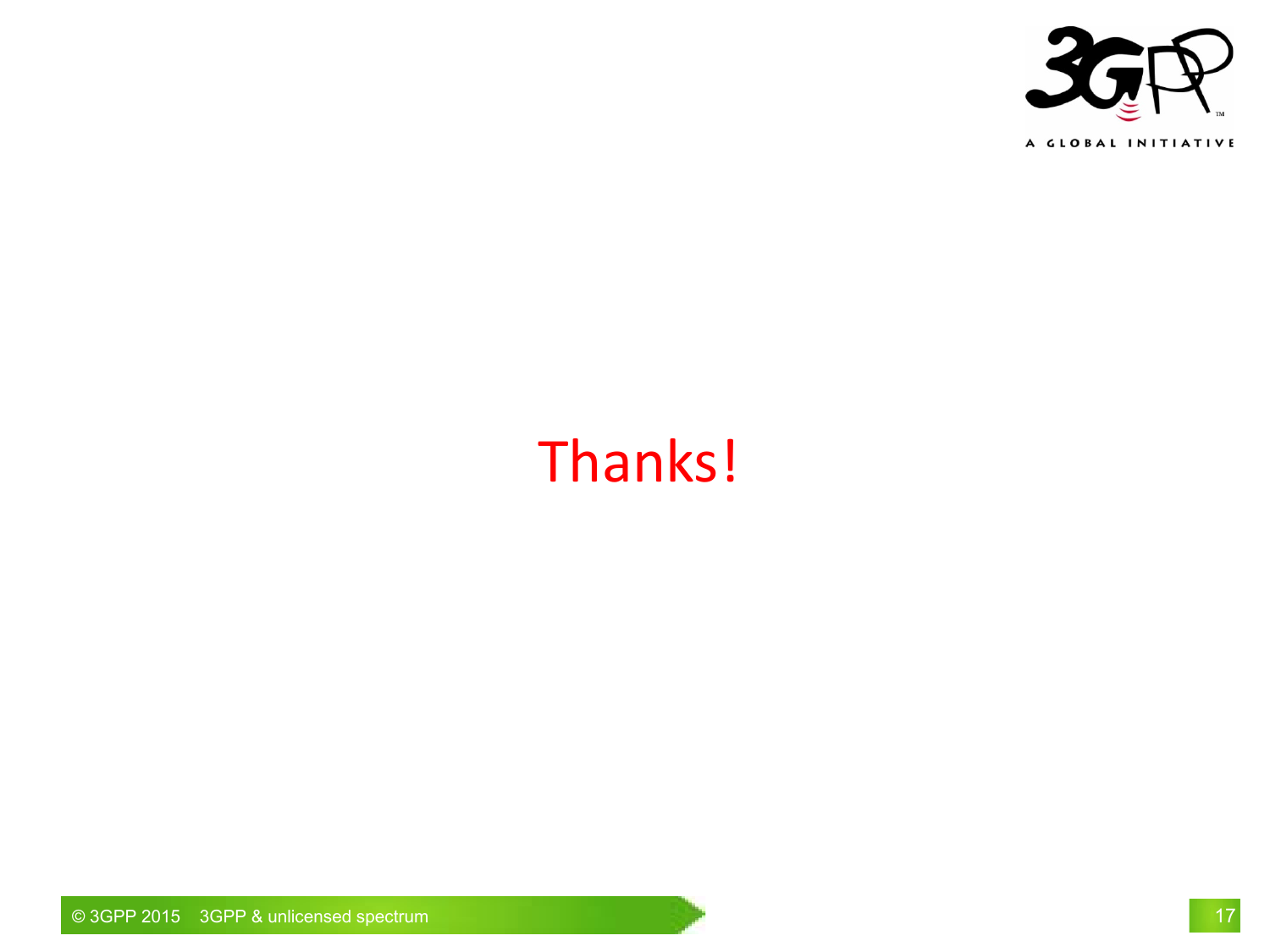Thanks!